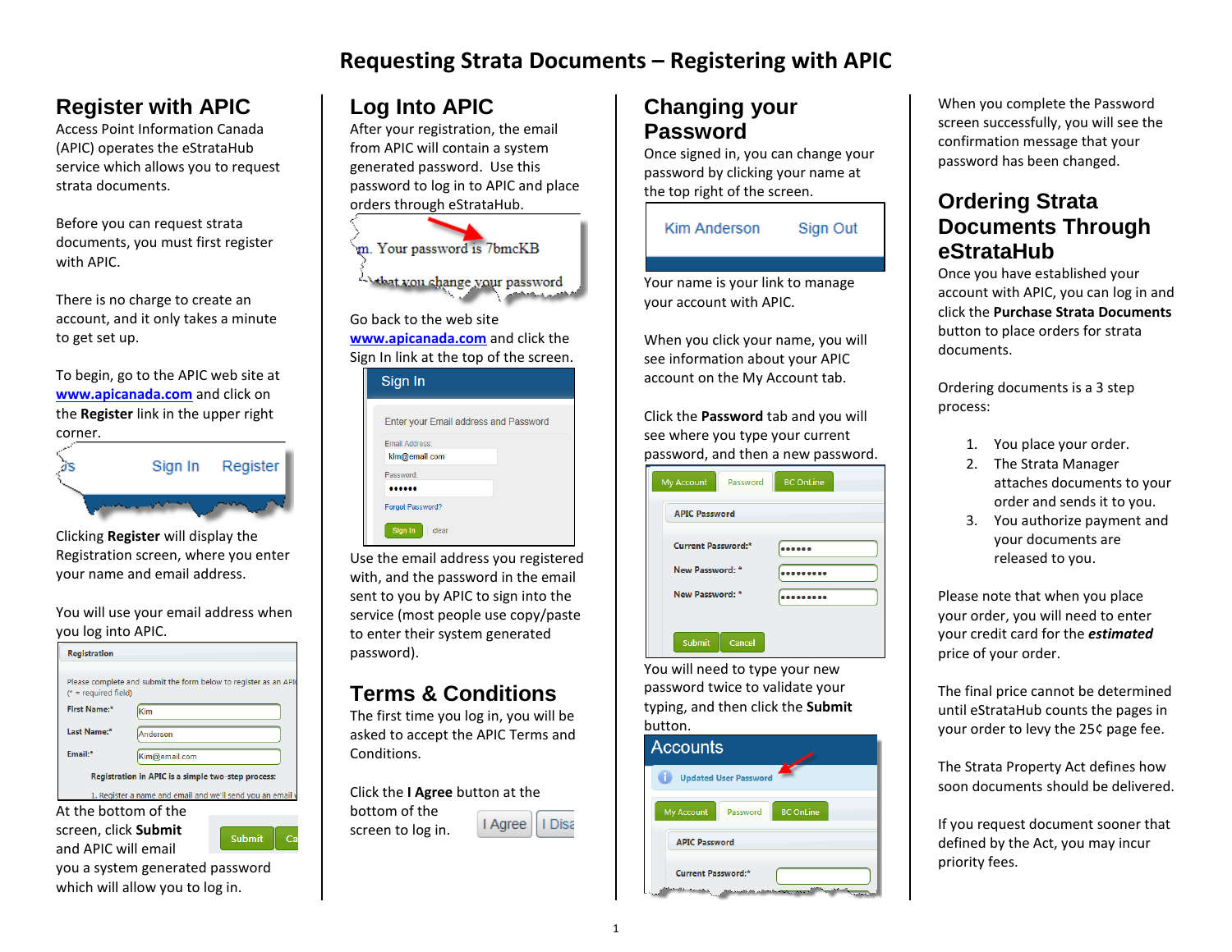# Requesting Strata Documents – Registering with APIC

## Register with APIC

Access Point Information Canada (APIC) operates the eStrataHub service which allows you to request strata documents.

Before you can request strata documents, you must first register with APIC.

There is no charge to create an account, and it only takes a minute to get set up.

To begin, go to the APIC web site at **www.apicanada.com** and click on the **Register** link in the upper right corner.

Clicking **Register** will display the Registration screen, where you enter your name and email address.

You will use your email address when you log into APIC.

At the bottom of the screen, click **Submit** and APIC will email you a system generated password which will allow you to log in.

## Log Into APIC

After your registration, the email from APIC will contain a system generated password. Use this password to log in to APIC and place orders through eStrataHub.

Go back to the web site **www.apicanada.com** and click the Sign In link at the top of the screen.

Use the email address you registered with, and the password in the email sent to you by APIC to sign into the service (most people use copy/paste to enter their system generated password).

## Terms & Conditions

The first time you log in, you will be asked to accept the APIC Terms and Conditions.

Click the **I Agree** button at the bottom of the screen to log in.

## Changing your Password

Once signed in, you can change your password by clicking your name at the top right of the screen.

Your name is your link to manage your account with APIC.

When you click your name, you will see information about your APIC account on the My Account tab.

Click the **Password** tab and you will see where you type your current password, and then a new password.

You will need to type your new password twice to validate your typing, and then click the **Submit** button.

When you complete the Password screen successfully, you will see the confirmation message that your password has been changed.

## Ordering Strata Documents Through eStrataHub

Once you have established your account with APIC, you can log in and click the **Purchase Strata Documents** button to place orders for strata documents.

Ordering documents is a 3 step process:

1. You place your order.
2. The Strata Manager attaches documents to your order and sends it to you.
3. You authorize payment and your documents are released to you.

Please note that when you place your order, you will need to enter your credit card for the ***estimated*** price of your order.

The final price cannot be determined until eStrataHub counts the pages in your order to levy the 25¢ page fee.

The Strata Property Act defines how soon documents should be delivered.

If you request document sooner that defined by the Act, you may incur priority fees.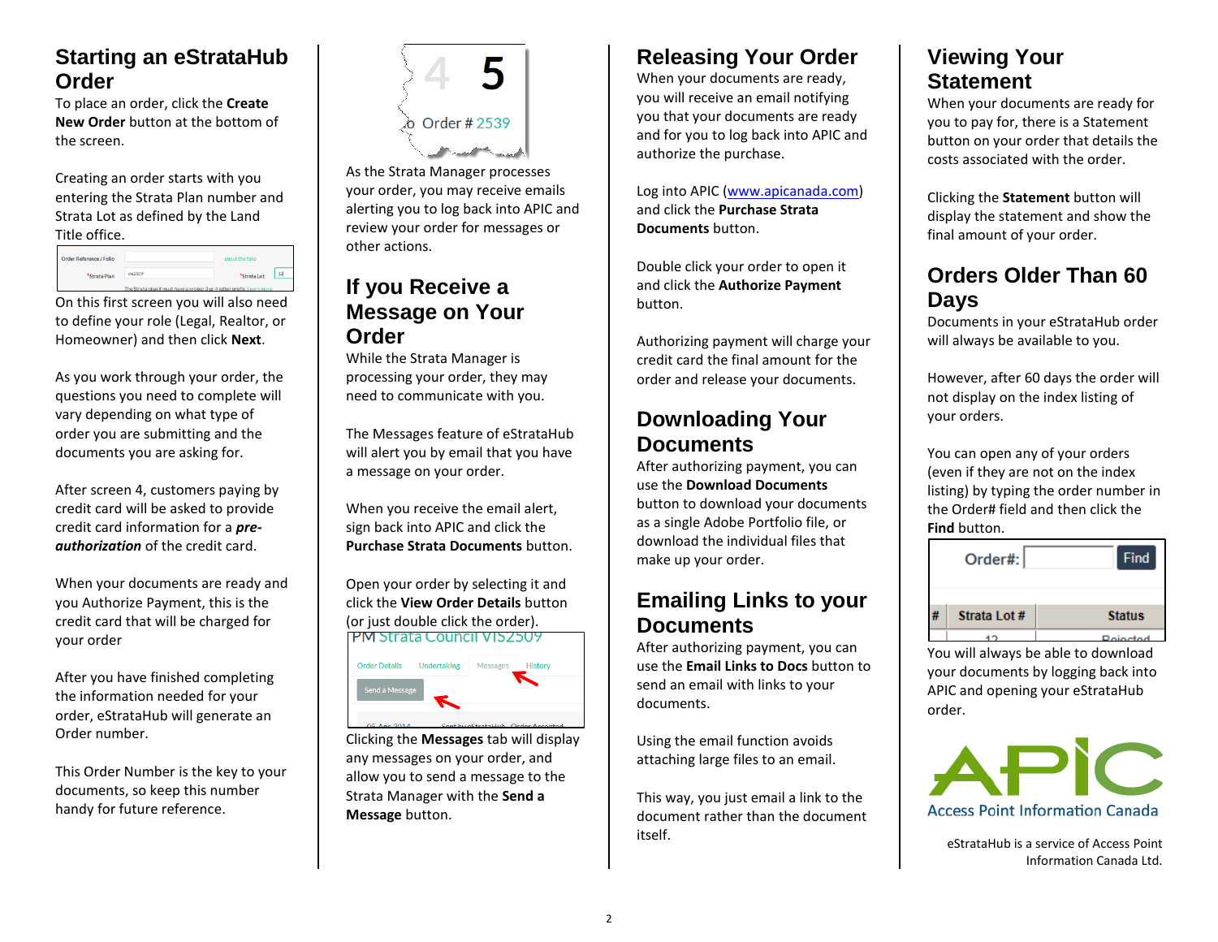## Starting an eStrataHub Order

To place an order, click the **Create New Order** button at the bottom of the screen.

Creating an order starts with you entering the Strata Plan number and Strata Lot as defined by the Land Title office.

On this first screen you will also need to define your role (Legal, Realtor, or Homeowner) and then click **Next**.

As you work through your order, the questions you need to complete will vary depending on what type of order you are submitting and the documents you are asking for.

After screen 4, customers paying by credit card will be asked to provide credit card information for a ***pre-authorization*** of the credit card.

When your documents are ready and you Authorize Payment, this is the credit card that will be charged for your order

After you have finished completing the information needed for your order, eStrataHub will generate an Order number.

This Order Number is the key to your documents, so keep this number handy for future reference.

As the Strata Manager processes your order, you may receive emails alerting you to log back into APIC and review your order for messages or other actions.

## If you Receive a Message on Your Order

While the Strata Manager is processing your order, they may need to communicate with you.

The Messages feature of eStrataHub will alert you by email that you have a message on your order.

When you receive the email alert, sign back into APIC and click the **Purchase Strata Documents** button.

Open your order by selecting it and click the **View Order Details** button (or just double click the order).

Clicking the **Messages** tab will display any messages on your order, and allow you to send a message to the Strata Manager with the **Send a Message** button.

## Releasing Your Order

When your documents are ready, you will receive an email notifying you that your documents are ready and for you to log back into APIC and authorize the purchase.

Log into APIC (www.apicanada.com) and click the **Purchase Strata Documents** button.

Double click your order to open it and click the **Authorize Payment** button.

Authorizing payment will charge your credit card the final amount for the order and release your documents.

## Downloading Your Documents

After authorizing payment, you can use the **Download Documents** button to download your documents as a single Adobe Portfolio file, or download the individual files that make up your order.

## Emailing Links to your Documents

After authorizing payment, you can use the **Email Links to Docs** button to send an email with links to your documents.

Using the email function avoids attaching large files to an email.

This way, you just email a link to the document rather than the document itself.

## Viewing Your Statement

When your documents are ready for you to pay for, there is a Statement button on your order that details the costs associated with the order.

Clicking the **Statement** button will display the statement and show the final amount of your order.

## Orders Older Than 60 Days

Documents in your eStrataHub order will always be available to you.

However, after 60 days the order will not display on the index listing of your orders.

You can open any of your orders (even if they are not on the index listing) by typing the order number in the Order# field and then click the **Find** button.

You will always be able to download your documents by logging back into APIC and opening your eStrataHub order.

APIC
Access Point Information Canada

eStrataHub is a service of Access Point Information Canada Ltd.